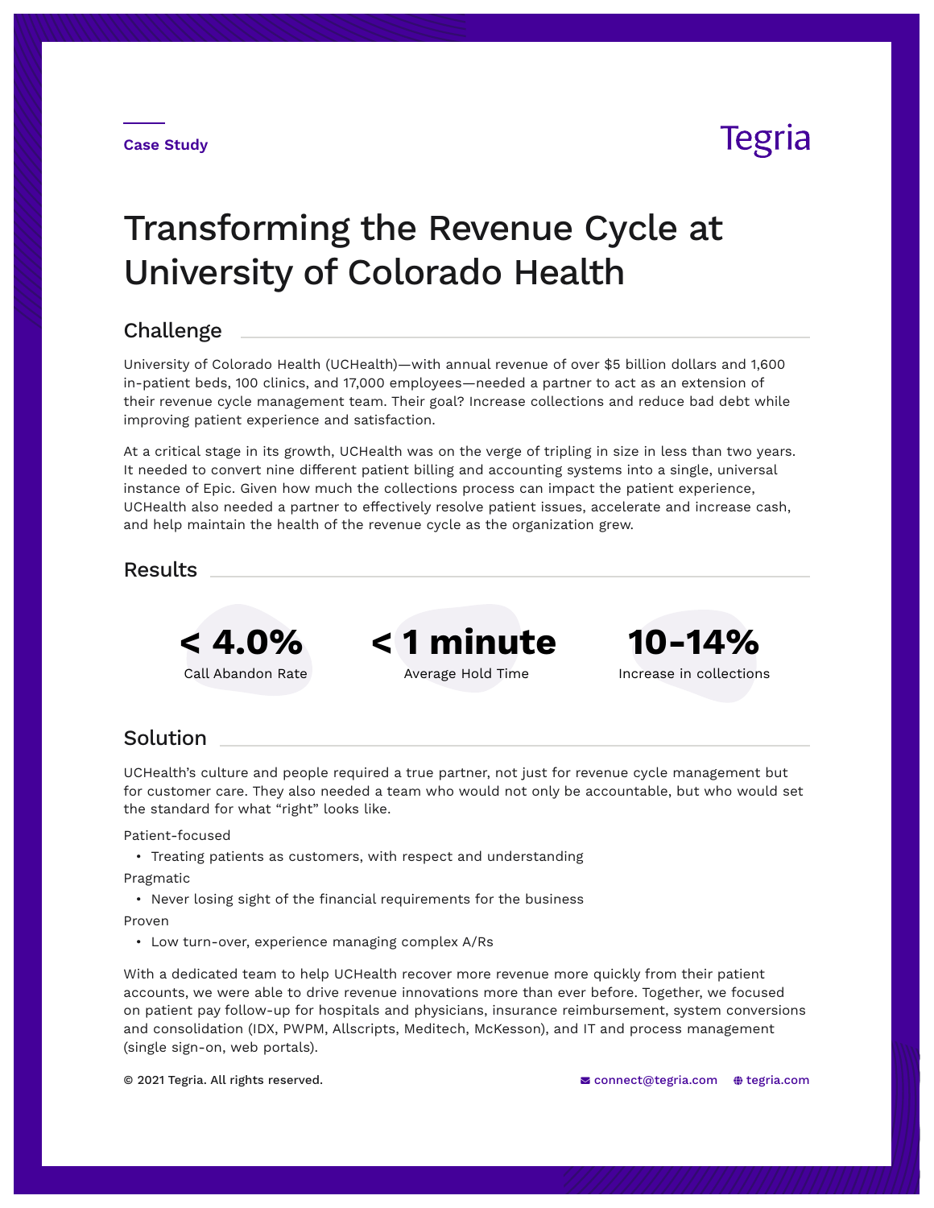Case Study

Tegria

# Transforming the Revenue Cycle at University of Colorado Health

## Challenge

University of Colorado Health (UCHealth)—with annual revenue of over $5 billion dollars and 1,600 in-patient beds, 100 clinics, and 17,000 employees—needed a partner to act as an extension of their revenue cycle management team. Their goal? Increase collections and reduce bad debt while improving patient experience and satisfaction.

At a critical stage in its growth, UCHealth was on the verge of tripling in size in less than two years. It needed to convert nine different patient billing and accounting systems into a single, universal instance of Epic. Given how much the collections process can impact the patient experience, UCHealth also needed a partner to effectively resolve patient issues, accelerate and increase cash, and help maintain the health of the revenue cycle as the organization grew.

## Results

**< 4.0%**
Call Abandon Rate

**< 1 minute**
Average Hold Time

**10-14%**
Increase in collections

## Solution

UCHealth's culture and people required a true partner, not just for revenue cycle management but for customer care. They also needed a team who would not only be accountable, but who would set the standard for what "right" looks like.

Patient-focused

- Treating patients as customers, with respect and understanding

Pragmatic

- Never losing sight of the financial requirements for the business

Proven

- Low turn-over, experience managing complex A/Rs

With a dedicated team to help UCHealth recover more revenue more quickly from their patient accounts, we were able to drive revenue innovations more than ever before. Together, we focused on patient pay follow-up for hospitals and physicians, insurance reimbursement, system conversions and consolidation (IDX, PWPM, Allscripts, Meditech, McKesson), and IT and process management (single sign-on, web portals).

© 2021 Tegria. All rights reserved.

connect@tegria.com tegria.com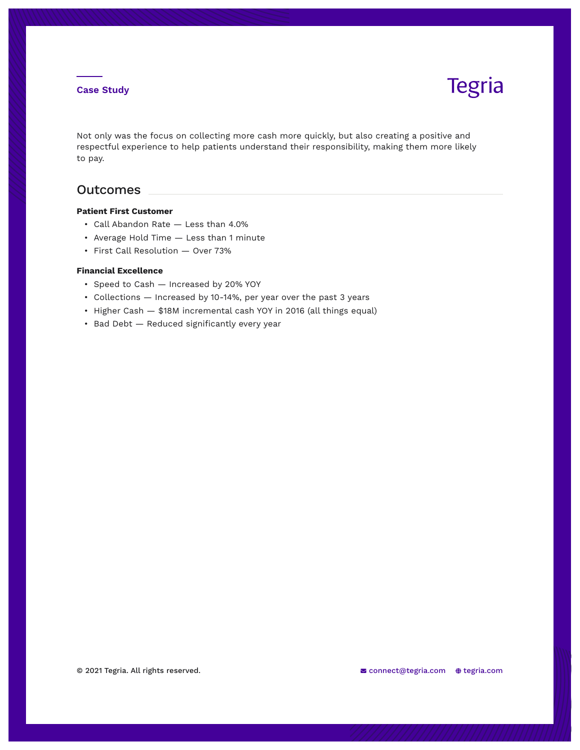Not only was the focus on collecting more cash more quickly, but also creating a positive and respectful experience to help patients understand their responsibility, making them more likely to pay.

## Outcomes

**Patient First Customer**

- Call Abandon Rate — Less than 4.0%
- Average Hold Time — Less than 1 minute
- First Call Resolution — Over 73%

**Financial Excellence**

- Speed to Cash — Increased by 20% YOY
- Collections — Increased by 10-14%, per year over the past 3 years
- Higher Cash — $18M incremental cash YOY in 2016 (all things equal)
- Bad Debt — Reduced significantly every year